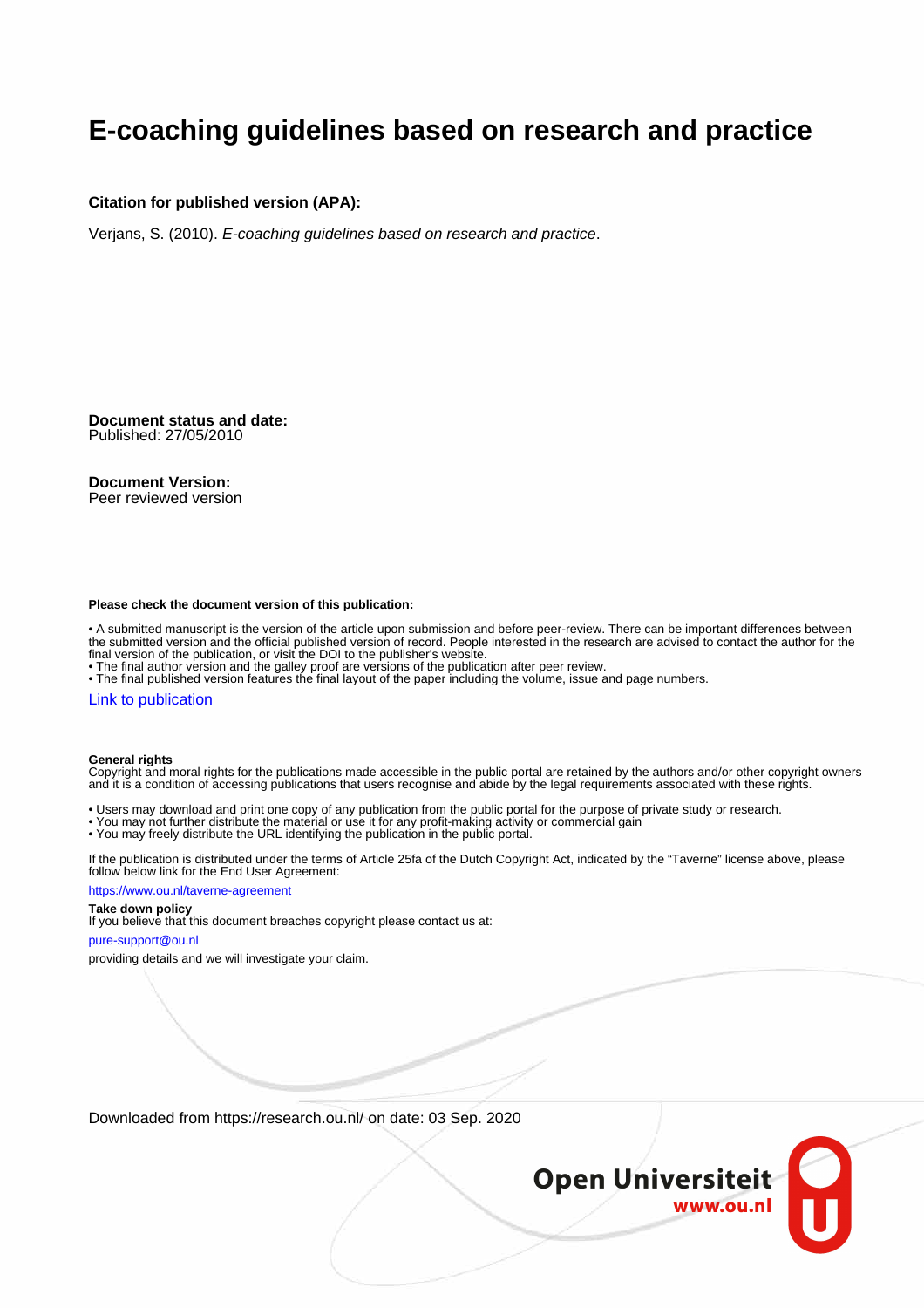# E-coaching guidelines based on research and practice

**Citation for published version (APA):**

Verjans, S. (2010). *E-coaching guidelines based on research and practice*.

**Document status and date:**
Published: 27/05/2010

**Document Version:**
Peer reviewed version

**Please check the document version of this publication:**

• A submitted manuscript is the version of the article upon submission and before peer-review. There can be important differences between the submitted version and the official published version of record. People interested in the research are advised to contact the author for the final version of the publication, or visit the DOI to the publisher's website.
• The final author version and the galley proof are versions of the publication after peer review.
• The final published version features the final layout of the paper including the volume, issue and page numbers.

Link to publication

**General rights**
Copyright and moral rights for the publications made accessible in the public portal are retained by the authors and/or other copyright owners and it is a condition of accessing publications that users recognise and abide by the legal requirements associated with these rights.

• Users may download and print one copy of any publication from the public portal for the purpose of private study or research.
• You may not further distribute the material or use it for any profit-making activity or commercial gain
• You may freely distribute the URL identifying the publication in the public portal.

If the publication is distributed under the terms of Article 25fa of the Dutch Copyright Act, indicated by the "Taverne" license above, please follow below link for the End User Agreement:

https://www.ou.nl/taverne-agreement

**Take down policy**
If you believe that this document breaches copyright please contact us at:

pure-support@ou.nl

providing details and we will investigate your claim.

Downloaded from https://research.ou.nl/ on date: 03 Sep. 2020

Open Universiteit
www.ou.nl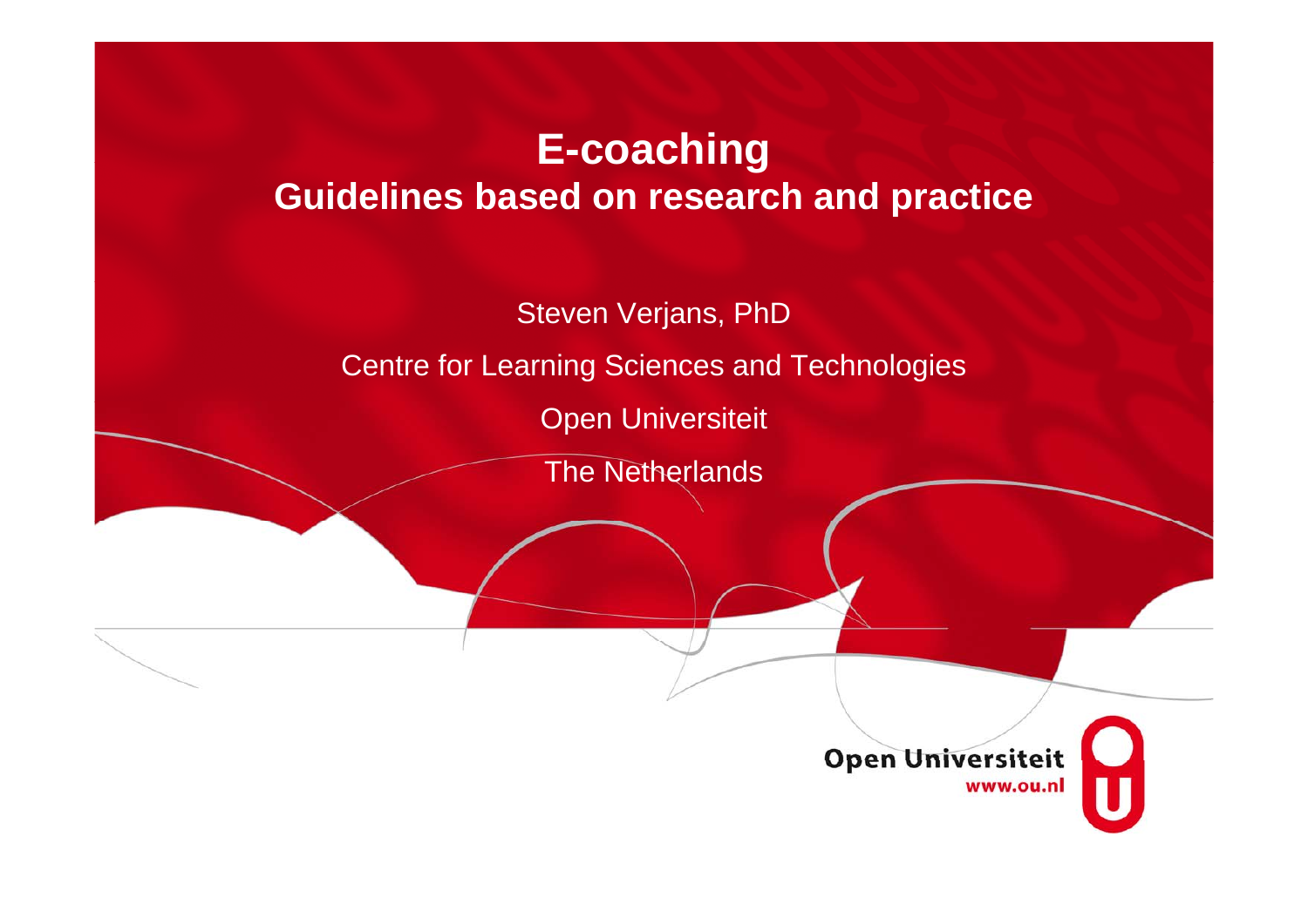# E-coaching
## Guidelines based on research and practice

Steven Verjans, PhD

Centre for Learning Sciences and Technologies

Open Universiteit

The Netherlands

Open Universiteit
www.ou.nl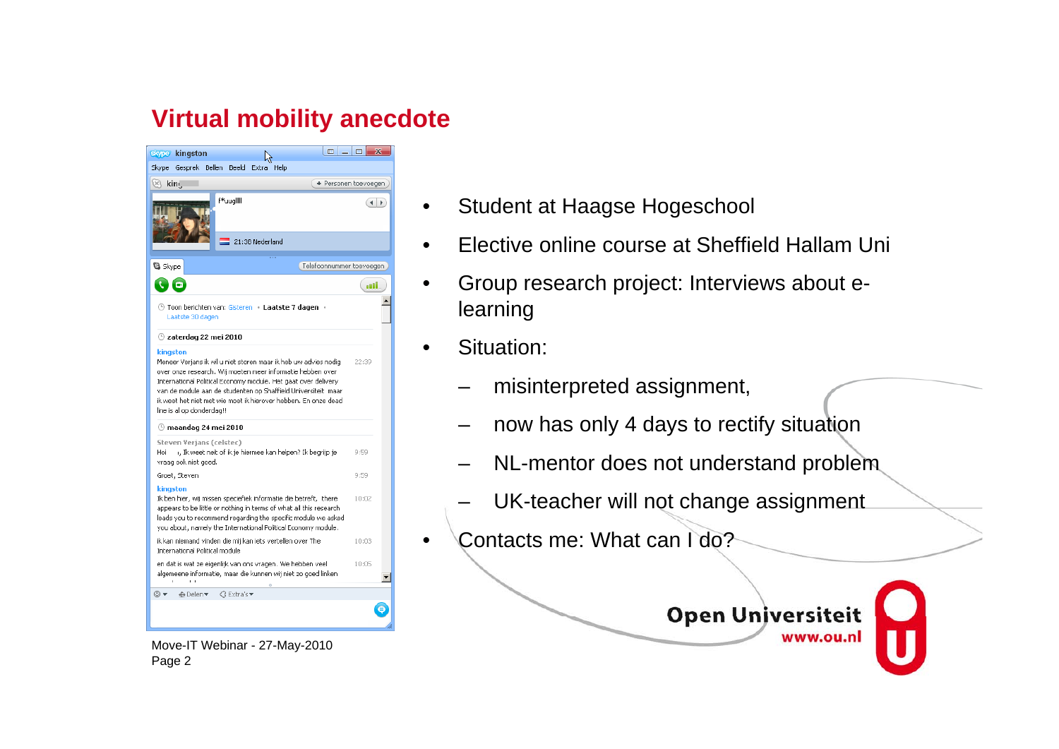# Virtual mobility anecdote

- Student at Haagse Hogeschool
- Elective online course at Sheffield Hallam Uni
- Group research project: Interviews about e-learning
- Situation:
  - misinterpreted assignment,
  - now has only 4 days to rectify situation
  - NL-mentor does not understand problem
  - UK-teacher will not change assignment
- Contacts me: What can I do?

Move-IT Webinar - 27-May-2010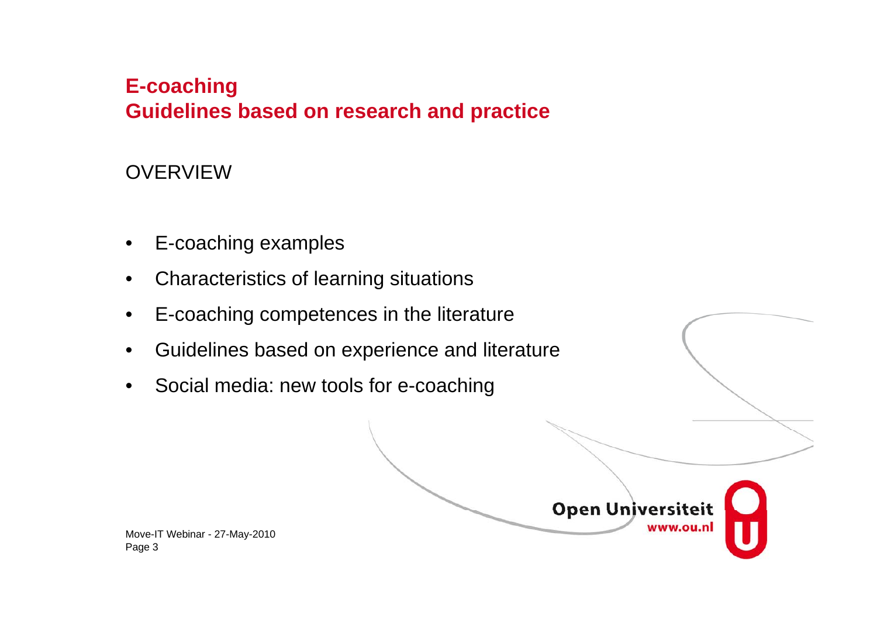# E-coaching
# Guidelines based on research and practice

## OVERVIEW

- E-coaching examples
- Characteristics of learning situations
- E-coaching competences in the literature
- Guidelines based on experience and literature
- Social media: new tools for e-coaching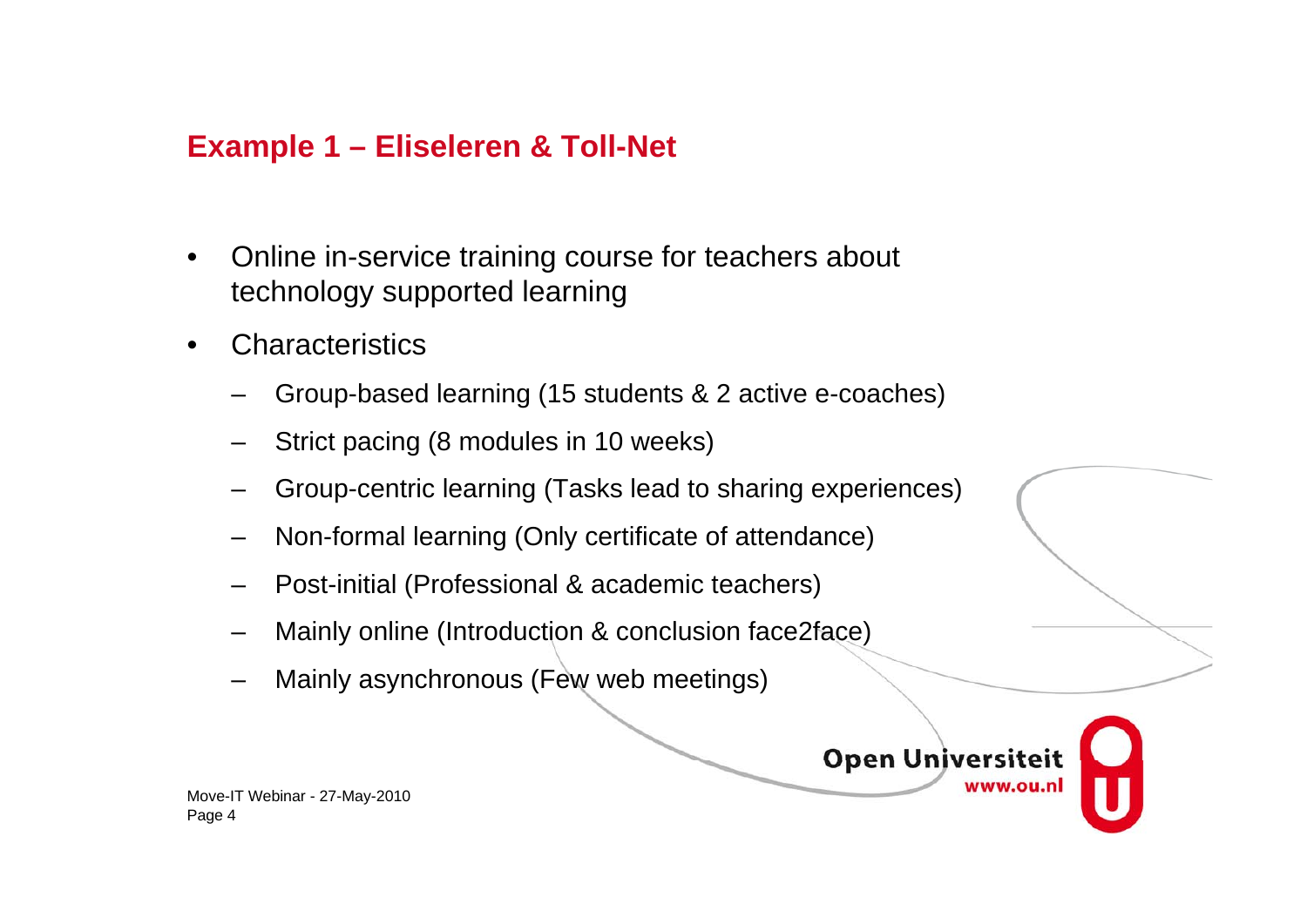## Example 1 – Eliseleren & Toll-Net

- Online in-service training course for teachers about technology supported learning
- Characteristics
  - Group-based learning (15 students & 2 active e-coaches)
  - Strict pacing (8 modules in 10 weeks)
  - Group-centric learning (Tasks lead to sharing experiences)
  - Non-formal learning (Only certificate of attendance)
  - Post-initial (Professional & academic teachers)
  - Mainly online (Introduction & conclusion face2face)
  - Mainly asynchronous (Few web meetings)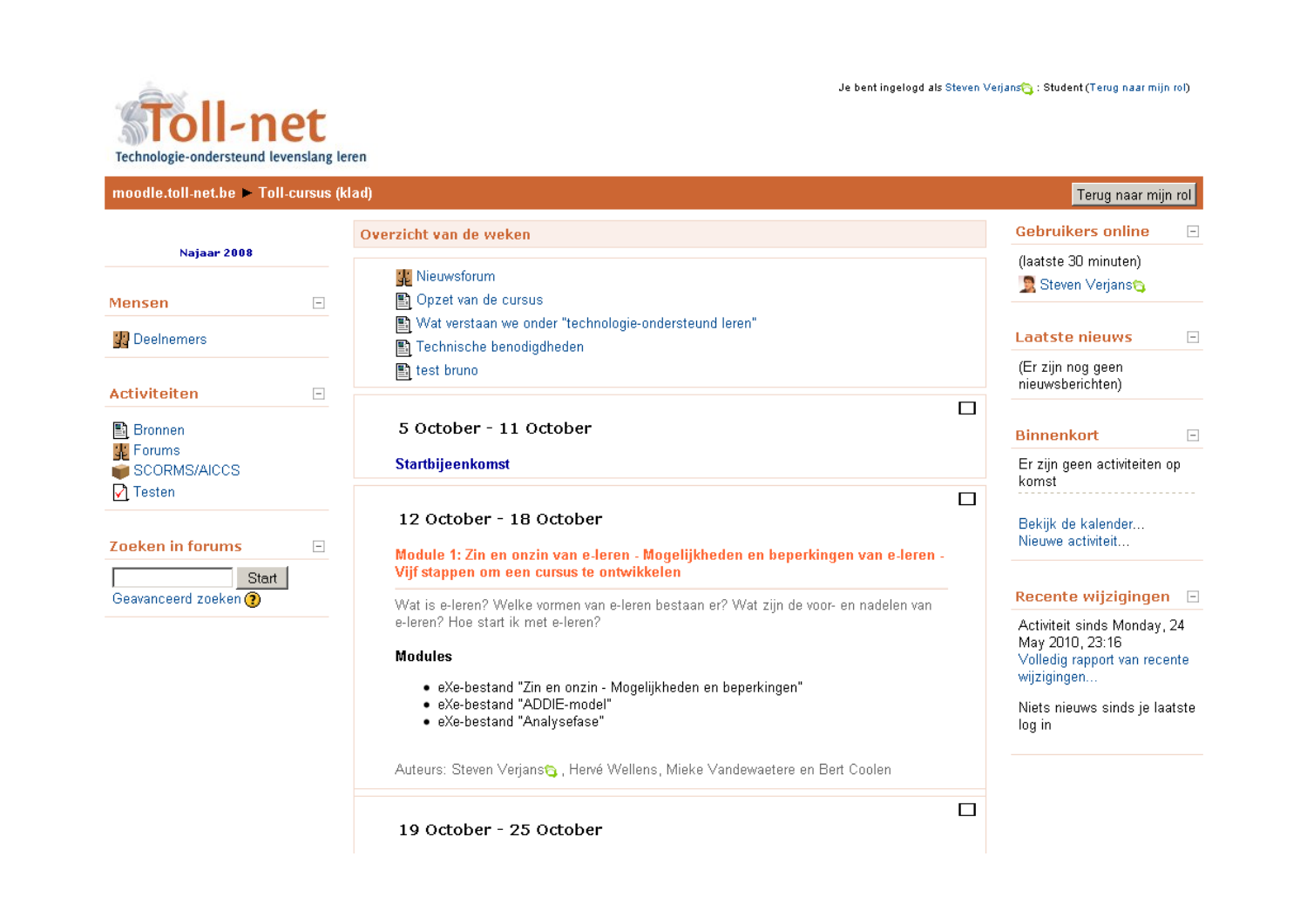Je bent ingelogd als Steven Verjans : Student (Terug naar mijn rol)

Toll-net

Technologie-ondersteund levenslang leren

moodle.toll-net.be ▶ Toll-cursus (klad)

Terug naar mijn rol

Najaar 2008

**Mensen**

- Deelnemers

**Activiteiten**

- Bronnen
- Forums
- SCORMS/AICCS
- Testen

**Zoeken in forums**

Start

Geavanceerd zoeken

## Overzicht van de weken

- Nieuwsforum
- Opzet van de cursus
- Wat verstaan we onder "technologie-ondersteund leren"
- Technische benodigdheden
- test bruno

### 5 October - 11 October

**Startbijeenkomst**

### 12 October - 18 October

**Module 1: Zin en onzin van e-leren - Mogelijkheden en beperkingen van e-leren - Vijf stappen om een cursus te ontwikkelen**

Wat is e-leren? Welke vormen van e-leren bestaan er? Wat zijn de voor- en nadelen van e-leren? Hoe start ik met e-leren?

**Modules**

- eXe-bestand "Zin en onzin - Mogelijkheden en beperkingen"
- eXe-bestand "ADDIE-model"
- eXe-bestand "Analysefase"

Auteurs: Steven Verjans , Hervé Wellens, Mieke Vandewaetere en Bert Coolen

### 19 October - 25 October

**Gebruikers online**

(laatste 30 minuten)

Steven Verjans

**Laatste nieuws**

(Er zijn nog geen nieuwsberichten)

**Binnenkort**

Er zijn geen activiteiten op komst

Bekijk de kalender...
Nieuwe activiteit...

**Recente wijzigingen**

Activiteit sinds Monday, 24 May 2010, 23:16

Volledig rapport van recente wijzigingen...

Niets nieuws sinds je laatste log in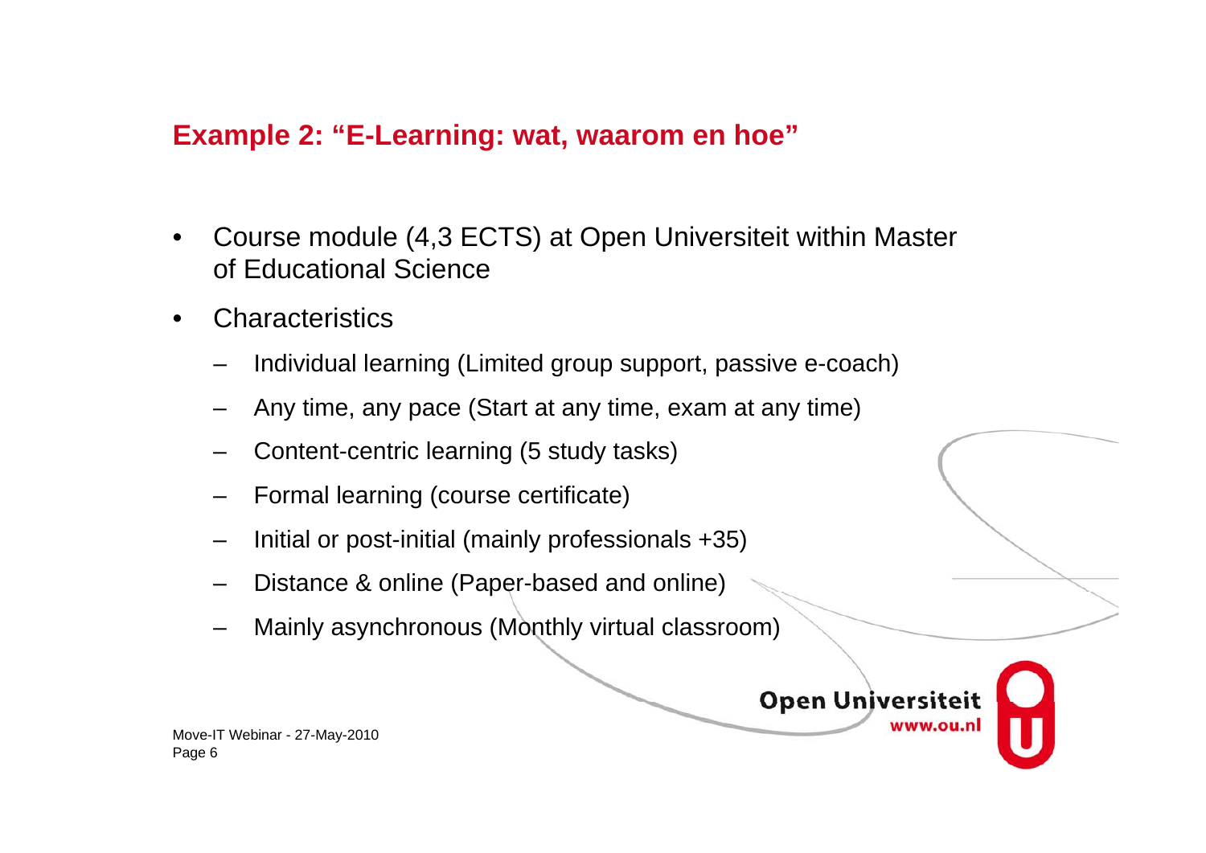## Example 2: "E-Learning: wat, waarom en hoe"

- Course module (4,3 ECTS) at Open Universiteit within Master of Educational Science
- Characteristics
  - Individual learning (Limited group support, passive e-coach)
  - Any time, any pace (Start at any time, exam at any time)
  - Content-centric learning (5 study tasks)
  - Formal learning (course certificate)
  - Initial or post-initial (mainly professionals +35)
  - Distance & online (Paper-based and online)
  - Mainly asynchronous (Monthly virtual classroom)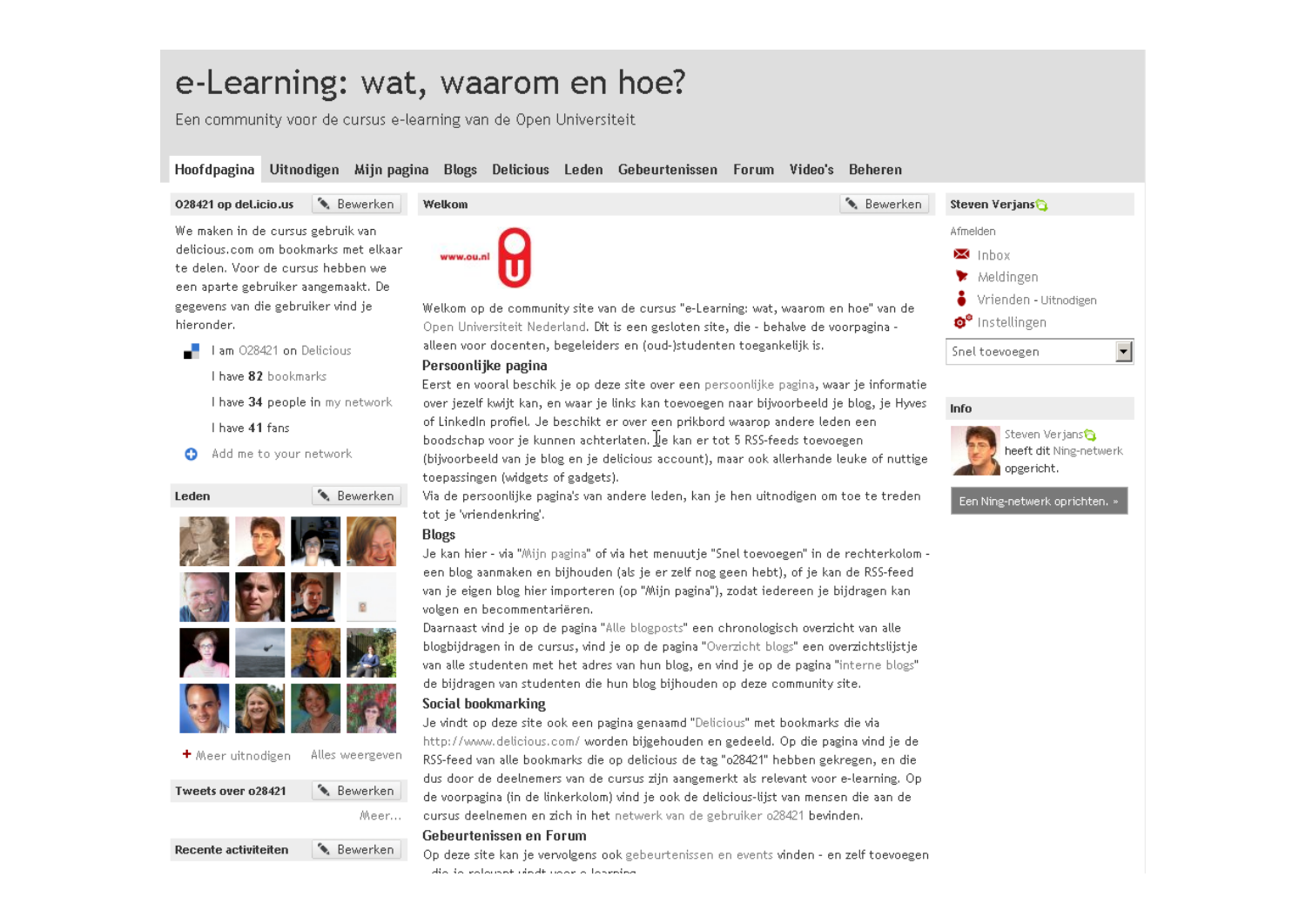# e-Learning: wat, waarom en hoe?

Een community voor de cursus e-learning van de Open Universiteit

Hoofdpagina | Uitnodigen | Mijn pagina | Blogs | Delicious | Leden | Gebeurtenissen | Forum | Video's | Beheren

**028421 op del.icio.us** Bewerken

We maken in de cursus gebruik van delicious.com om bookmarks met elkaar te delen. Voor de cursus hebben we een aparte gebruiker aangemaakt. De gegevens van die gebruiker vind je hieronder.

- I am 028421 on Delicious
- I have **82** bookmarks
- I have **34** people in my network
- I have **41** fans
- Add me to your network

**Leden** Bewerken

+ Meer uitnodigen Alles weergeven

**Tweets over o28421** Bewerken

Meer...

**Recente activiteiten** Bewerken

**Welkom** Bewerken

www.ou.nl

Welkom op de community site van de cursus "e-Learning: wat, waarom en hoe" van de Open Universiteit Nederland. Dit is een gesloten site, die - behalve de voorpagina - alleen voor docenten, begeleiders en (oud-)studenten toegankelijk is.

**Persoonlijke pagina**

Eerst en vooral beschik je op deze site over een persoonlijke pagina, waar je informatie over jezelf kwijt kan, en waar je links kan toevoegen naar bijvoorbeeld je blog, je Hyves of LinkedIn profiel. Je beschikt er over een prikbord waarop andere leden een boodschap voor je kunnen achterlaten. Je kan er tot 5 RSS-feeds toevoegen (bijvoorbeeld van je blog en je delicious account), maar ook allerhande leuke of nuttige toepassingen (widgets of gadgets).

Via de persoonlijke pagina's van andere leden, kan je hen uitnodigen om toe te treden tot je 'vriendenkring'.

**Blogs**

Je kan hier - via "Mijn pagina" of via het menuutje "Snel toevoegen" in de rechterkolom - een blog aanmaken en bijhouden (als je er zelf nog geen hebt), of je kan de RSS-feed van je eigen blog hier importeren (op "Mijn pagina"), zodat iedereen je bijdragen kan volgen en becommentariëren.

Daarnaast vind je op de pagina "Alle blogposts" een chronologisch overzicht van alle blogbijdragen in de cursus, vind je op de pagina "Overzicht blogs" een overzichtslijstje van alle studenten met het adres van hun blog, en vind je op de pagina "interne blogs" de bijdragen van studenten die hun blog bijhouden op deze community site.

**Social bookmarking**

Je vindt op deze site ook een pagina genaamd "Delicious" met bookmarks die via http://www.delicious.com/ worden bijgehouden en gedeeld. Op die pagina vind je de RSS-feed van alle bookmarks die op delicious de tag "o28421" hebben gekregen, en die dus door de deelnemers van de cursus zijn aangemerkt als relevant voor e-learning. Op de voorpagina (in de linkerkolom) vind je ook de delicious-lijst van mensen die aan de cursus deelnemen en zich in het netwerk van de gebruiker o28421 bevinden.

**Gebeurtenissen en Forum**

Op deze site kan je vervolgens ook gebeurtenissen en events vinden - en zelf toevoegen

**Steven Verjans**

Afmelden

- Inbox
- Meldingen
- Vrienden - Uitnodigen
- Instellingen

Snel toevoegen

**Info**

Steven Verjans heeft dit Ning-netwerk opgericht.

Een Ning-netwerk oprichten. »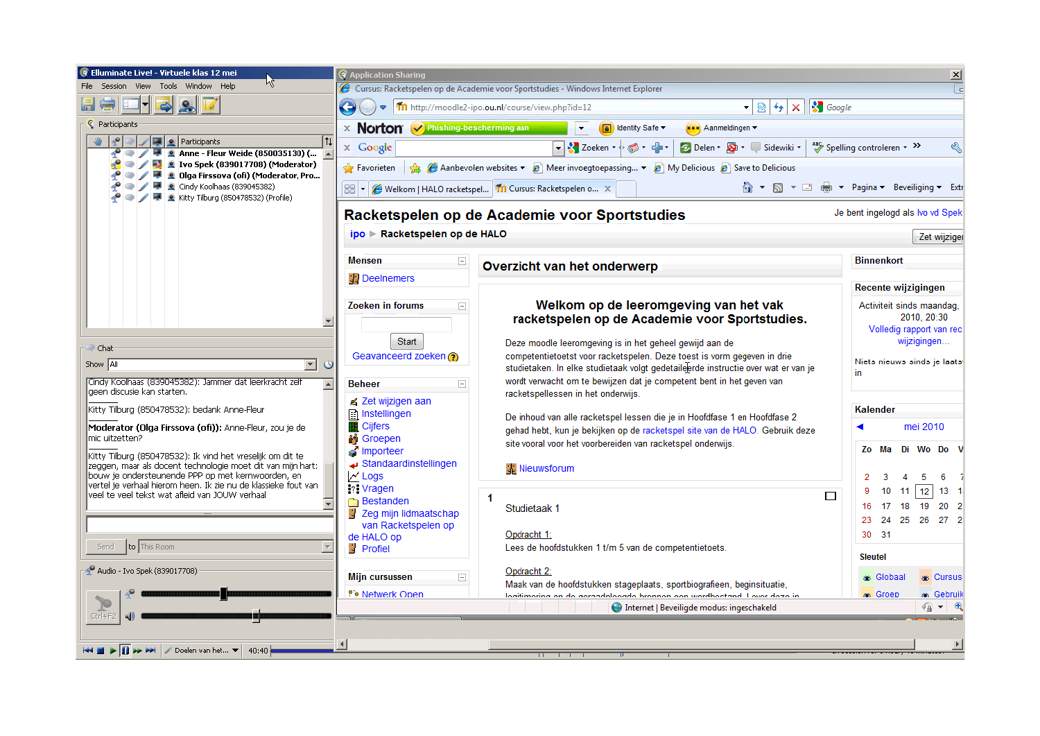Elluminate Live! - Virtuele klas 12 mei

File Session View Tools Window Help

Participants

- Anne - Fleur Weide (850035130) (...
- Ivo Spek (839017708) (Moderator)
- Olga Firssova (ofi) (Moderator, Pro...
- Cindy Koolhaas (839045382)
- Kitty Tilburg (850478532) (Profile)

Chat

Show All

Cindy Koolhaas (839045382): Jammer dat leerkracht zelf geen discusie kan starten.

Kitty Tilburg (850478532): bedank Anne-Fleur

**Moderator (Olga Firssova (ofi)):** Anne-Fleur, zou je de mic uitzetten?

Kitty Tilburg (850478532): Ik vind het vreselijk om dit te zeggen, maar als docent technologie moet dit van mijn hart: bouw je ondersteunende PPP op met kernwoorden, en vertel je verhaal hierom heen. Ik zie nu de klassieke fout van veel te veel tekst wat afleid van JOUW verhaal

Send to This Room

Audio - Ivo Spek (839017708)

Doelen van het... 40:40

---

Application Sharing

Cursus: Racketspelen op de Academie voor Sportstudies - Windows Internet Explorer

http://moodle2-ipo.ou.nl/course/view.php?id=12

# Racketspelen op de Academie voor Sportstudies

Je bent ingelogd als Ivo vd Spek

ipo ▶ Racketspelen op de HALO

**Mensen**

- Deelnemers

**Zoeken in forums**

Start

Geavanceerd zoeken

**Beheer**

- Zet wijzigen aan
- Instellingen
- Cijfers
- Groepen
- Importeer
- Standaardinstellingen
- Logs
- Vragen
- Bestanden
- Zeg mijn lidmaatschap van Racketspelen op de HALO op
- Profiel

**Mijn cursussen**

- Netwerk Open

## Overzicht van het onderwerp

### Welkom op de leeromgeving van het vak racketspelen op de Academie voor Sportstudies.

Deze moodle leeromgeving is in het geheel gewijd aan de competentietoetst voor racketspelen. Deze toest is vorm gegeven in drie studietaken. In elke studietaak volgt gedetailleerde instructie over wat er van je wordt verwacht om te bewijzen dat je competent bent in het geven van racketspellessen in het onderwijs.

De inhoud van alle racketspel lessen die je in Hoofdfase 1 en Hoofdfase 2 gehad hebt, kun je bekijken op de racketspel site van de HALO. Gebruik deze site vooral voor het voorbereiden van racketspel onderwijs.

Nieuwsforum

1

Studietaak 1

Opdracht 1:
Lees de hoofdstukken 1 t/m 5 van de competentietoets.

Opdracht 2:
Maak van de hoofdstukken stageplaats, sportbiografieen, beginsituatie, legitimering en de geraadpleegde bronnen een wordbestand. Lever deze in

**Binnenkort**

**Recente wijzigingen**

Activiteit sinds maandag, 2010, 20:30

Volledig rapport van recente wijzigingen...

Niets nieuws sinds je laatste login

**Kalender**

mei 2010

| Zo | Ma | Di | Wo | Do | V |
|---|---|---|---|---|---|
| 2 | 3 | 4 | 5 | 6 | 7 |
| 9 | 10 | 11 | 12 | 13 | 1 |
| 16 | 17 | 18 | 19 | 20 | 2 |
| 23 | 24 | 25 | 26 | 27 | 2 |
| 30 | 31 | | | | |

**Sleutel**

Globaal, Cursus, Groep, Gebruik

Internet | Beveiligde modus: ingeschakeld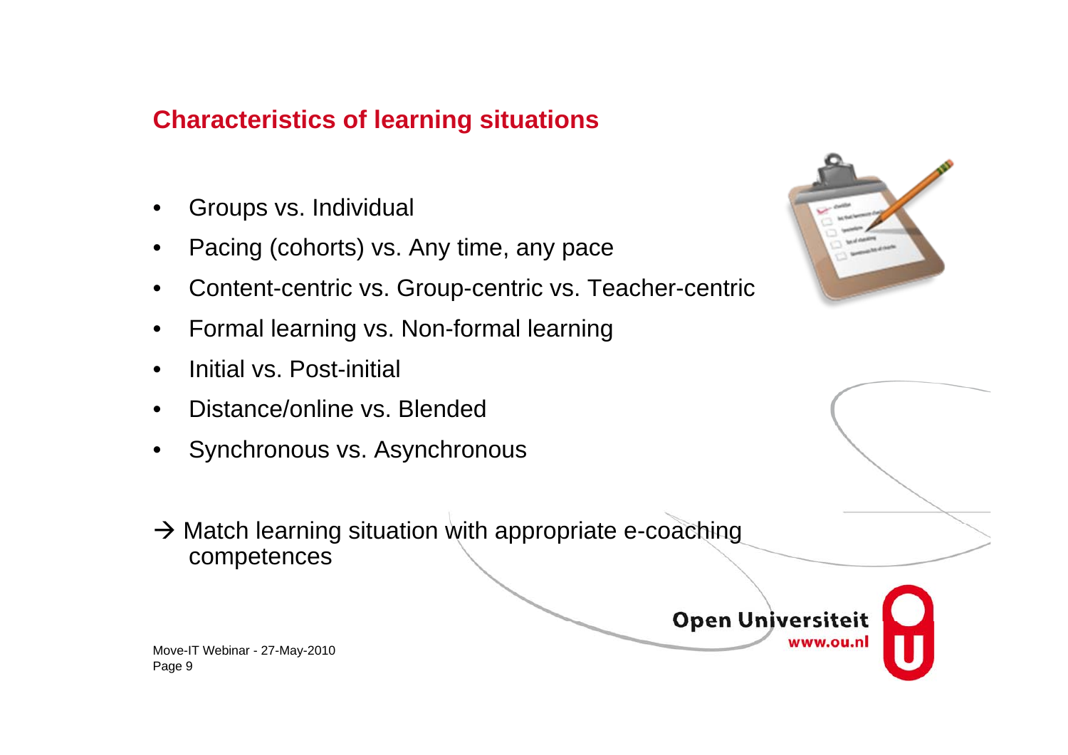## Characteristics of learning situations

- Groups vs. Individual
- Pacing (cohorts) vs. Any time, any pace
- Content-centric vs. Group-centric vs. Teacher-centric
- Formal learning vs. Non-formal learning
- Initial vs. Post-initial
- Distance/online vs. Blended
- Synchronous vs. Asynchronous

→ Match learning situation with appropriate e-coaching competences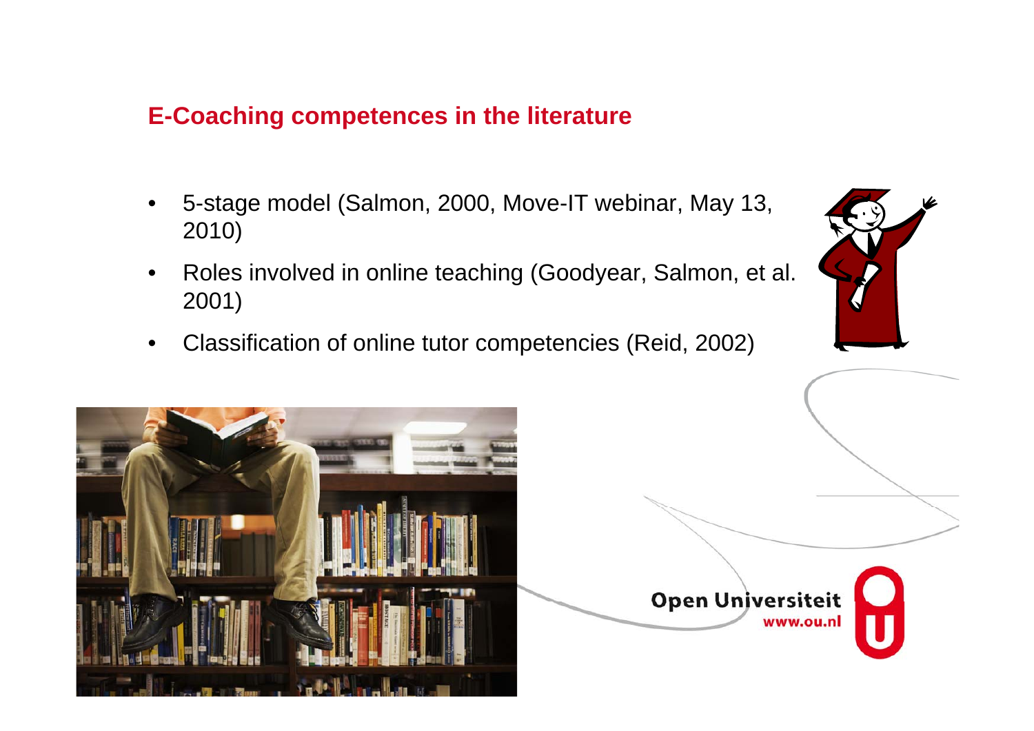## E-Coaching competences in the literature

- 5-stage model (Salmon, 2000, Move-IT webinar, May 13, 2010)
- Roles involved in online teaching (Goodyear, Salmon, et al. 2001)
- Classification of online tutor competencies (Reid, 2002)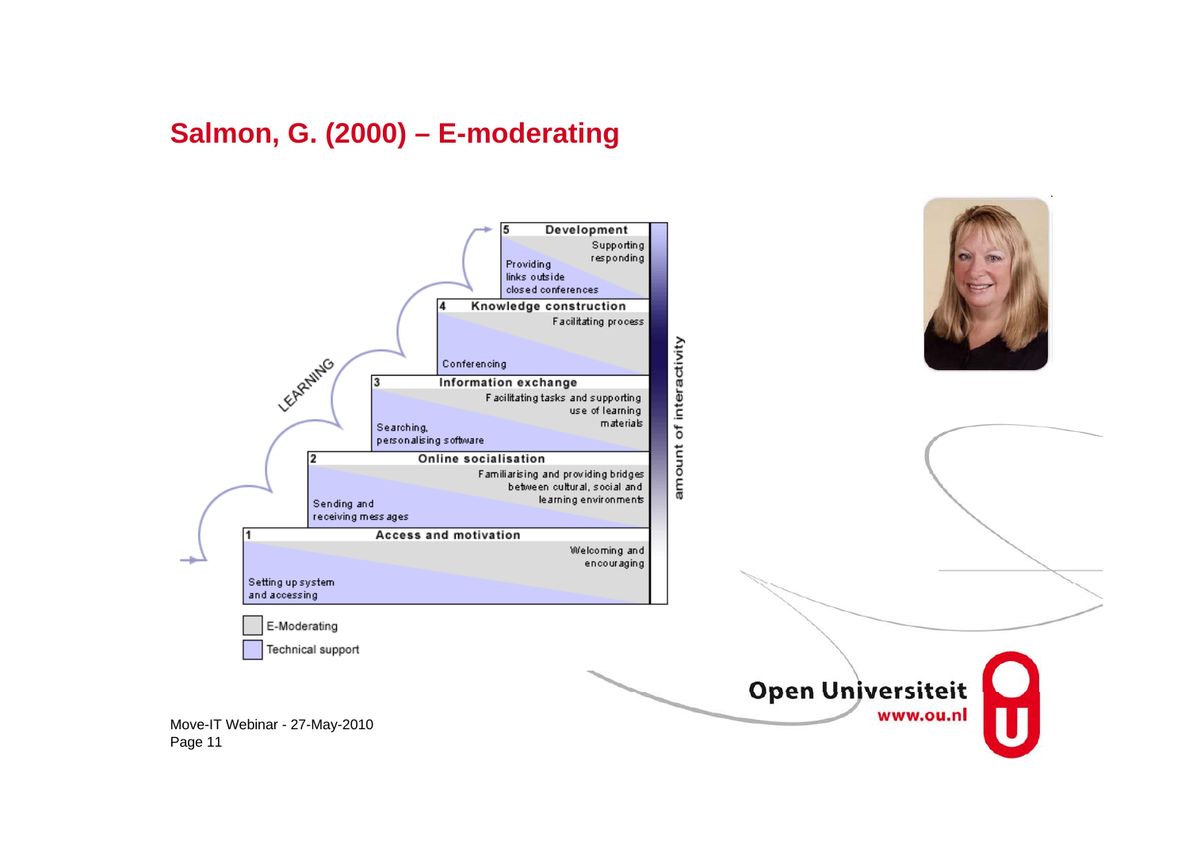# Salmon, G. (2000) – E-moderating

**5 Development**
- Supporting, responding
- Providing links outside closed conferences

**4 Knowledge construction**
- Facilitating process
- Conferencing

**3 Information exchange**
- Facilitating tasks and supporting use of learning materials
- Searching, personalising software

**2 Online socialisation**
- Familiarising and providing bridges between cultural, social and learning environments
- Sending and receiving messages

**1 Access and motivation**
- Welcoming and encouraging
- Setting up system and accessing

LEARNING

amount of interactivity

- E-Moderating
- Technical support

Move-IT Webinar - 27-May-2010

Open Universiteit
www.ou.nl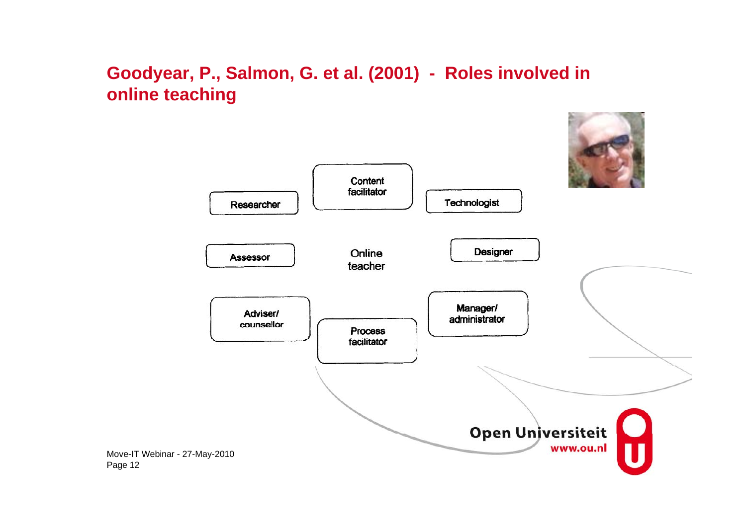## Goodyear, P., Salmon, G. et al. (2001) - Roles involved in online teaching

Content facilitator

Researcher

Technologist

Assessor

Online teacher

Designer

Adviser/ counsellor

Manager/ administrator

Process facilitator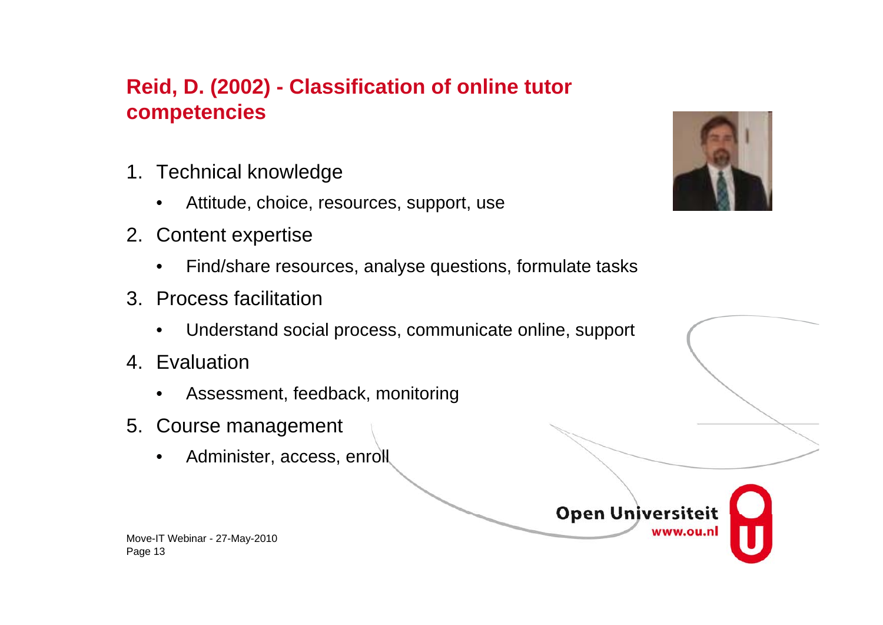## Reid, D. (2002) - Classification of online tutor competencies

1. Technical knowledge
   - Attitude, choice, resources, support, use
2. Content expertise
   - Find/share resources, analyse questions, formulate tasks
3. Process facilitation
   - Understand social process, communicate online, support
4. Evaluation
   - Assessment, feedback, monitoring
5. Course management
   - Administer, access, enroll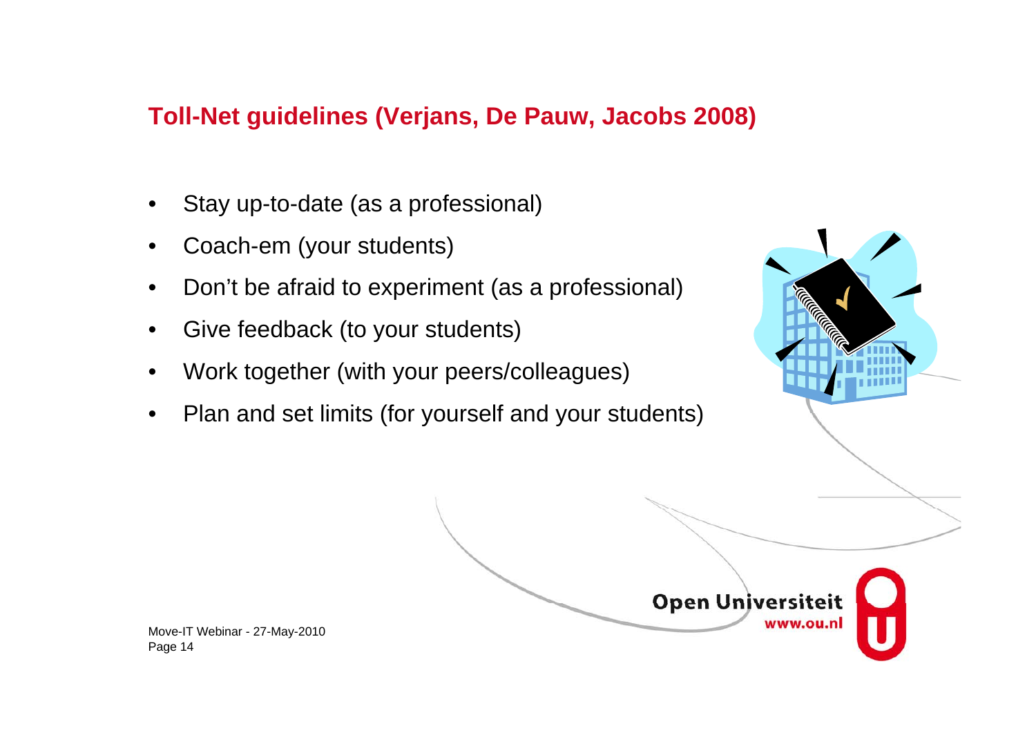## Toll-Net guidelines (Verjans, De Pauw, Jacobs 2008)

- Stay up-to-date (as a professional)
- Coach-em (your students)
- Don't be afraid to experiment (as a professional)
- Give feedback (to your students)
- Work together (with your peers/colleagues)
- Plan and set limits (for yourself and your students)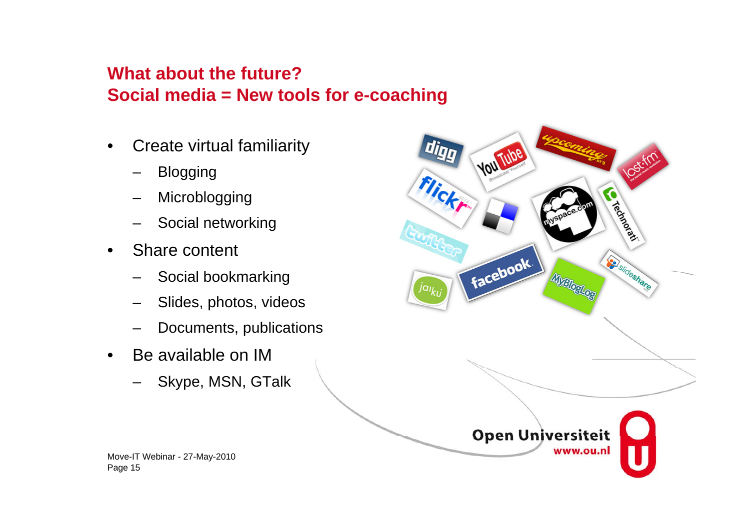## What about the future?
## Social media = New tools for e-coaching

- Create virtual familiarity
  - Blogging
  - Microblogging
  - Social networking
- Share content
  - Social bookmarking
  - Slides, photos, videos
  - Documents, publications
- Be available on IM
  - Skype, MSN, GTalk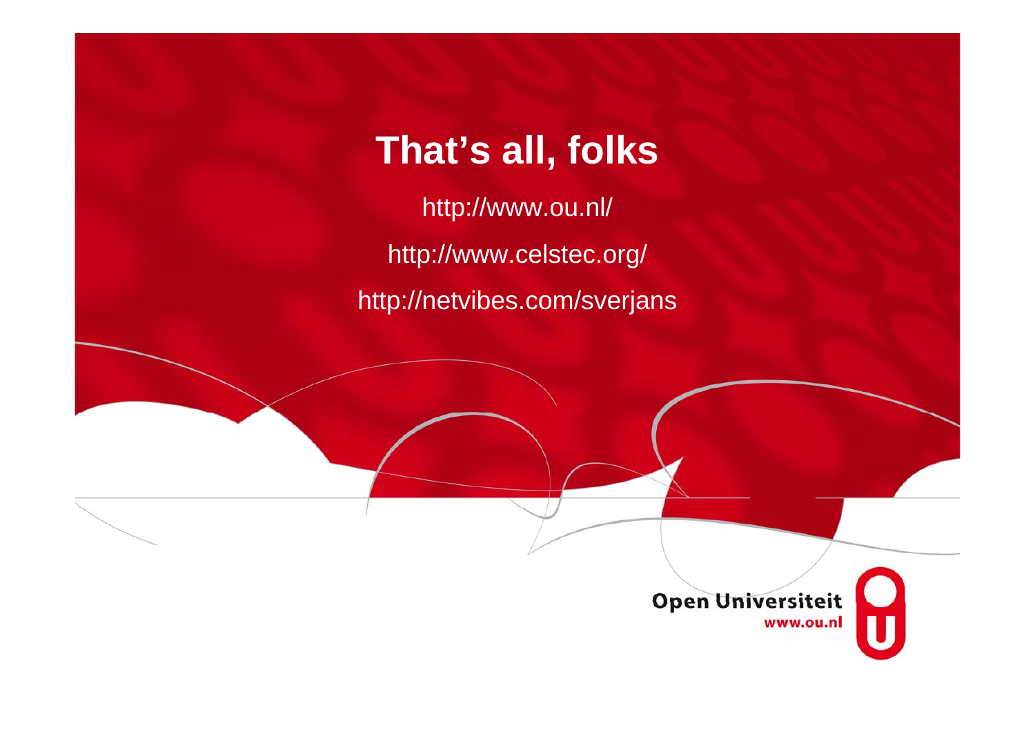# That's all, folks

http://www.ou.nl/

http://www.celstec.org/

http://netvibes.com/sverjans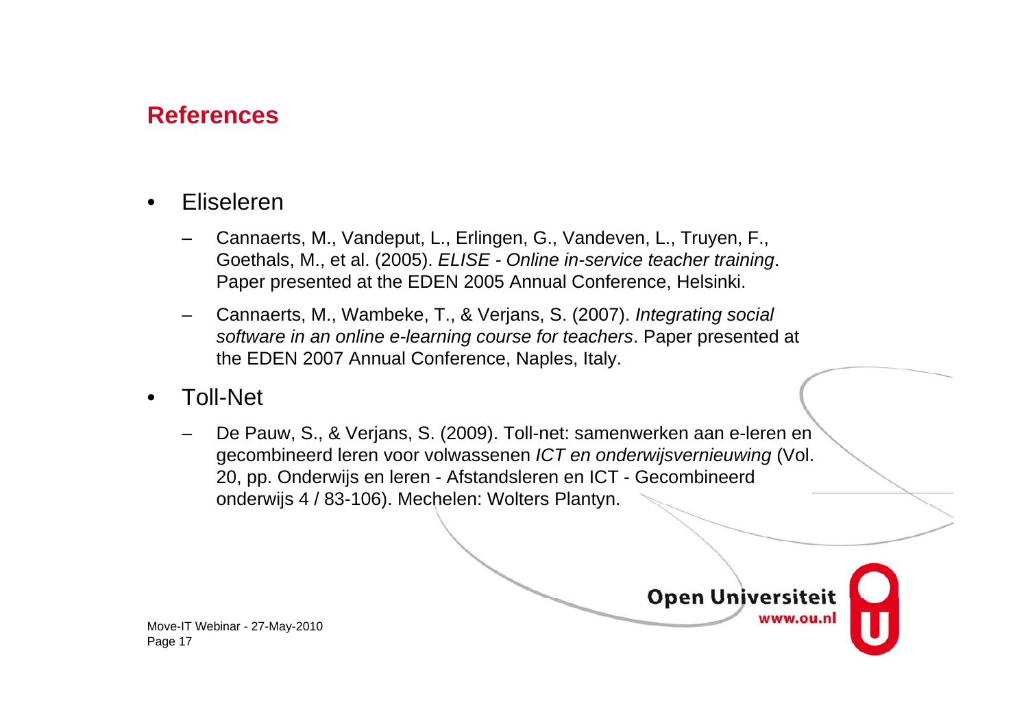## References

- Eliseleren
  - Cannaerts, M., Vandeput, L., Erlingen, G., Vandeven, L., Truyen, F., Goethals, M., et al. (2005). *ELISE - Online in-service teacher training*. Paper presented at the EDEN 2005 Annual Conference, Helsinki.
  - Cannaerts, M., Wambeke, T., & Verjans, S. (2007). *Integrating social software in an online e-learning course for teachers*. Paper presented at the EDEN 2007 Annual Conference, Naples, Italy.
- Toll-Net
  - De Pauw, S., & Verjans, S. (2009). Toll-net: samenwerken aan e-leren en gecombineerd leren voor volwassenen *ICT en onderwijsvernieuwing* (Vol. 20, pp. Onderwijs en leren - Afstandsleren en ICT - Gecombineerd onderwijs 4 / 83-106). Mechelen: Wolters Plantyn.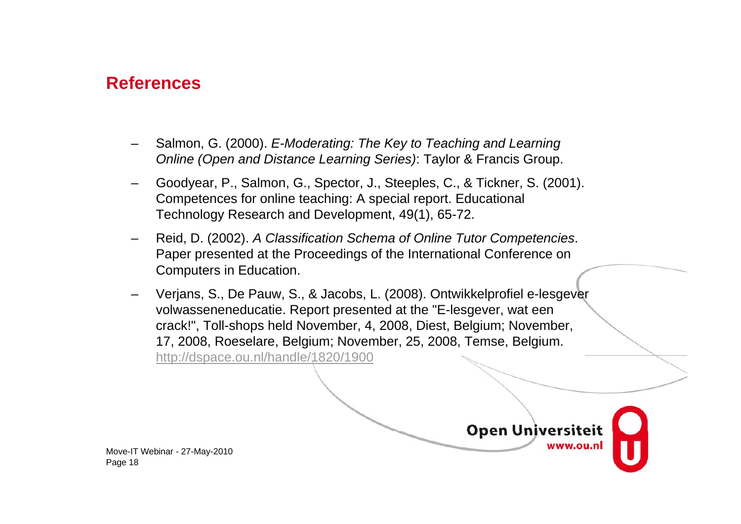## References

- Salmon, G. (2000). *E-Moderating: The Key to Teaching and Learning Online (Open and Distance Learning Series)*: Taylor & Francis Group.
- Goodyear, P., Salmon, G., Spector, J., Steeples, C., & Tickner, S. (2001). Competences for online teaching: A special report. Educational Technology Research and Development, 49(1), 65-72.
- Reid, D. (2002). *A Classification Schema of Online Tutor Competencies*. Paper presented at the Proceedings of the International Conference on Computers in Education.
- Verjans, S., De Pauw, S., & Jacobs, L. (2008). Ontwikkelprofiel e-lesgever volwasseneneducatie. Report presented at the "E-lesgever, wat een crack!", Toll-shops held November, 4, 2008, Diest, Belgium; November, 17, 2008, Roeselare, Belgium; November, 25, 2008, Temse, Belgium. http://dspace.ou.nl/handle/1820/1900

Move-IT Webinar - 27-May-2010